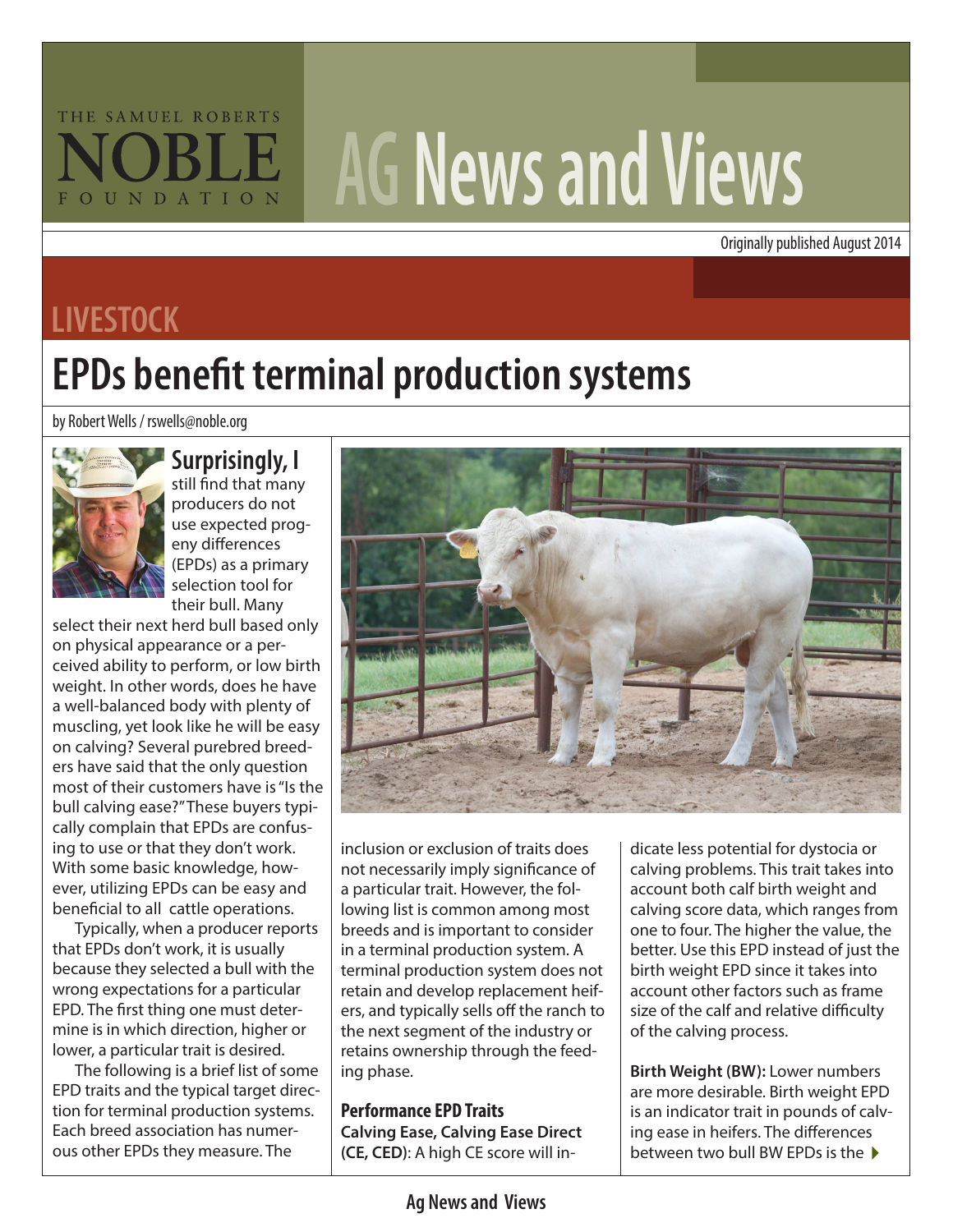# AG News and Views

Originally published August 2014

## LIVESTOCK

# EPDs benefit terminal production systems

by Robert Wells / rswells@noble.org

**Surprisingly, I** still find that many producers do not use expected progeny differences (EPDs) as a primary selection tool for their bull. Many select their next herd bull based only on physical appearance or a perceived ability to perform, or low birth weight. In other words, does he have a well-balanced body with plenty of muscling, yet look like he will be easy on calving? Several purebred breeders have said that the only question most of their customers have is "Is the bull calving ease?" These buyers typically complain that EPDs are confusing to use or that they don't work. With some basic knowledge, however, utilizing EPDs can be easy and beneficial to all cattle operations.

Typically, when a producer reports that EPDs don't work, it is usually because they selected a bull with the wrong expectations for a particular EPD. The first thing one must determine is in which direction, higher or lower, a particular trait is desired.

The following is a brief list of some EPD traits and the typical target direction for terminal production systems. Each breed association has numerous other EPDs they measure. The inclusion or exclusion of traits does not necessarily imply significance of a particular trait. However, the following list is common among most breeds and is important to consider in a terminal production system. A terminal production system does not retain and develop replacement heifers, and typically sells off the ranch to the next segment of the industry or retains ownership through the feeding phase.

### Performance EPD Traits

**Calving Ease, Calving Ease Direct (CE, CED)**: A high CE score will indicate less potential for dystocia or calving problems. This trait takes into account both calf birth weight and calving score data, which ranges from one to four. The higher the value, the better. Use this EPD instead of just the birth weight EPD since it takes into account other factors such as frame size of the calf and relative difficulty of the calving process.

**Birth Weight (BW):** Lower numbers are more desirable. Birth weight EPD is an indicator trait in pounds of calving ease in heifers. The differences between two bull BW EPDs is the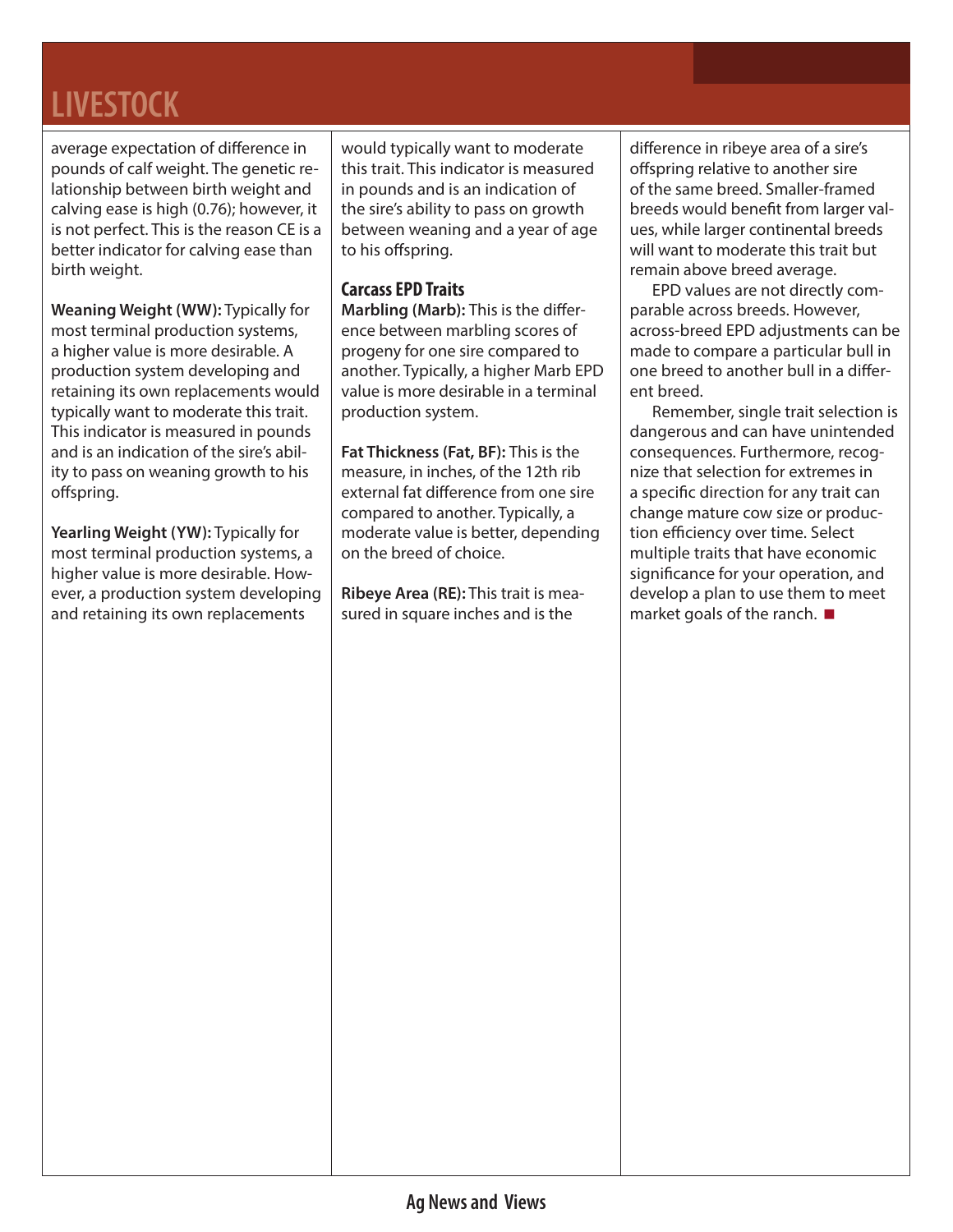average expectation of difference in pounds of calf weight. The genetic relationship between birth weight and calving ease is high (0.76); however, it is not perfect. This is the reason CE is a better indicator for calving ease than birth weight.

**Weaning Weight (WW):** Typically for most terminal production systems, a higher value is more desirable. A production system developing and retaining its own replacements would typically want to moderate this trait. This indicator is measured in pounds and is an indication of the sire's ability to pass on weaning growth to his offspring.

**Yearling Weight (YW):** Typically for most terminal production systems, a higher value is more desirable. However, a production system developing and retaining its own replacements would typically want to moderate this trait. This indicator is measured in pounds and is an indication of the sire's ability to pass on growth between weaning and a year of age to his offspring.

### Carcass EPD Traits

**Marbling (Marb):** This is the difference between marbling scores of progeny for one sire compared to another. Typically, a higher Marb EPD value is more desirable in a terminal production system.

**Fat Thickness (Fat, BF):** This is the measure, in inches, of the 12th rib external fat difference from one sire compared to another. Typically, a moderate value is better, depending on the breed of choice.

**Ribeye Area (RE):** This trait is measured in square inches and is the difference in ribeye area of a sire's offspring relative to another sire of the same breed. Smaller-framed breeds would benefit from larger values, while larger continental breeds will want to moderate this trait but remain above breed average.

EPD values are not directly comparable across breeds. However, across-breed EPD adjustments can be made to compare a particular bull in one breed to another bull in a different breed.

Remember, single trait selection is dangerous and can have unintended consequences. Furthermore, recognize that selection for extremes in a specific direction for any trait can change mature cow size or production efficiency over time. Select multiple traits that have economic significance for your operation, and develop a plan to use them to meet market goals of the ranch. ■